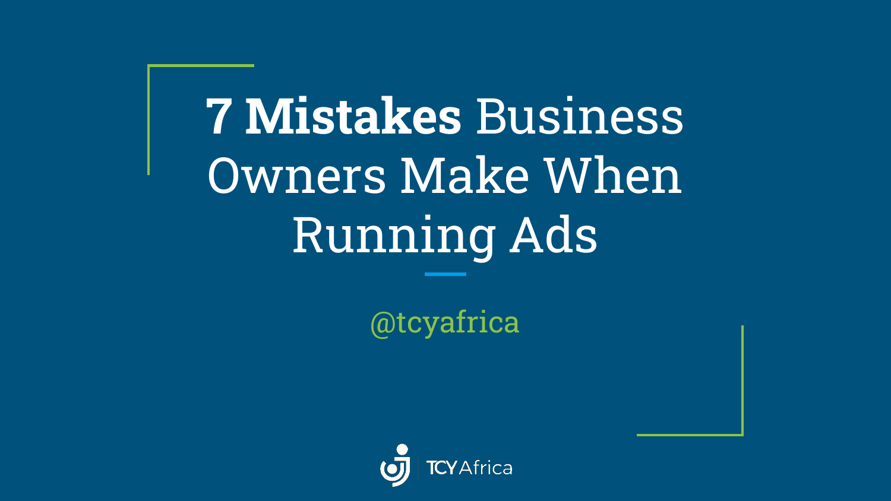# **7 Mistakes** Business Owners Make When Running Ads

@tcyafrica

TCY Africa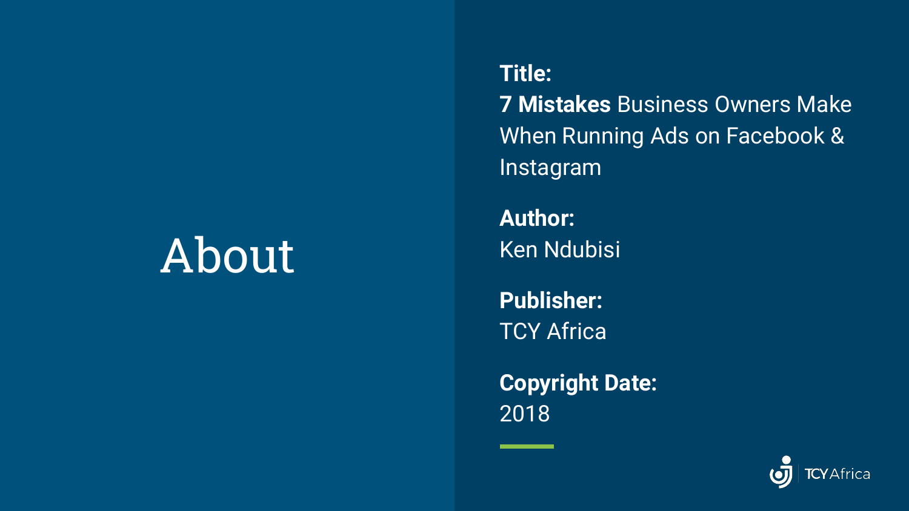# About

**Title:**
**7 Mistakes** Business Owners Make When Running Ads on Facebook & Instagram

**Author:**
Ken Ndubisi

**Publisher:**
TCY Africa

**Copyright Date:**
2018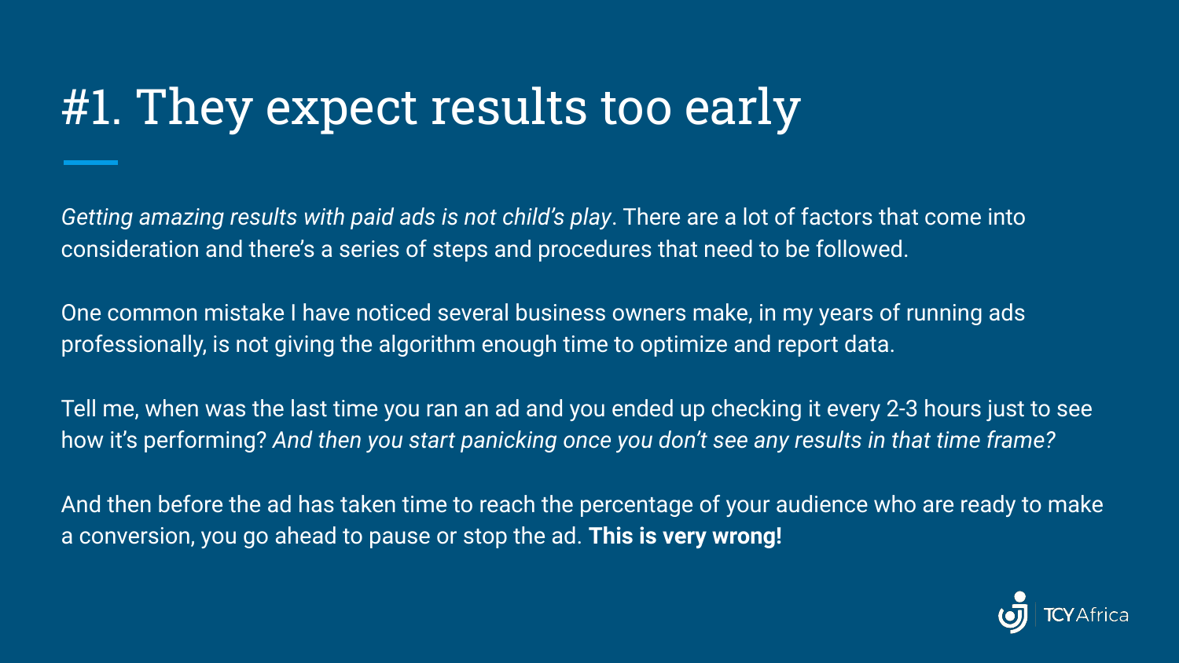# #1. They expect results too early

*Getting amazing results with paid ads is not child's play*. There are a lot of factors that come into consideration and there's a series of steps and procedures that need to be followed.

One common mistake I have noticed several business owners make, in my years of running ads professionally, is not giving the algorithm enough time to optimize and report data.

Tell me, when was the last time you ran an ad and you ended up checking it every 2-3 hours just to see how it's performing? *And then you start panicking once you don't see any results in that time frame?*

And then before the ad has taken time to reach the percentage of your audience who are ready to make a conversion, you go ahead to pause or stop the ad. **This is very wrong!**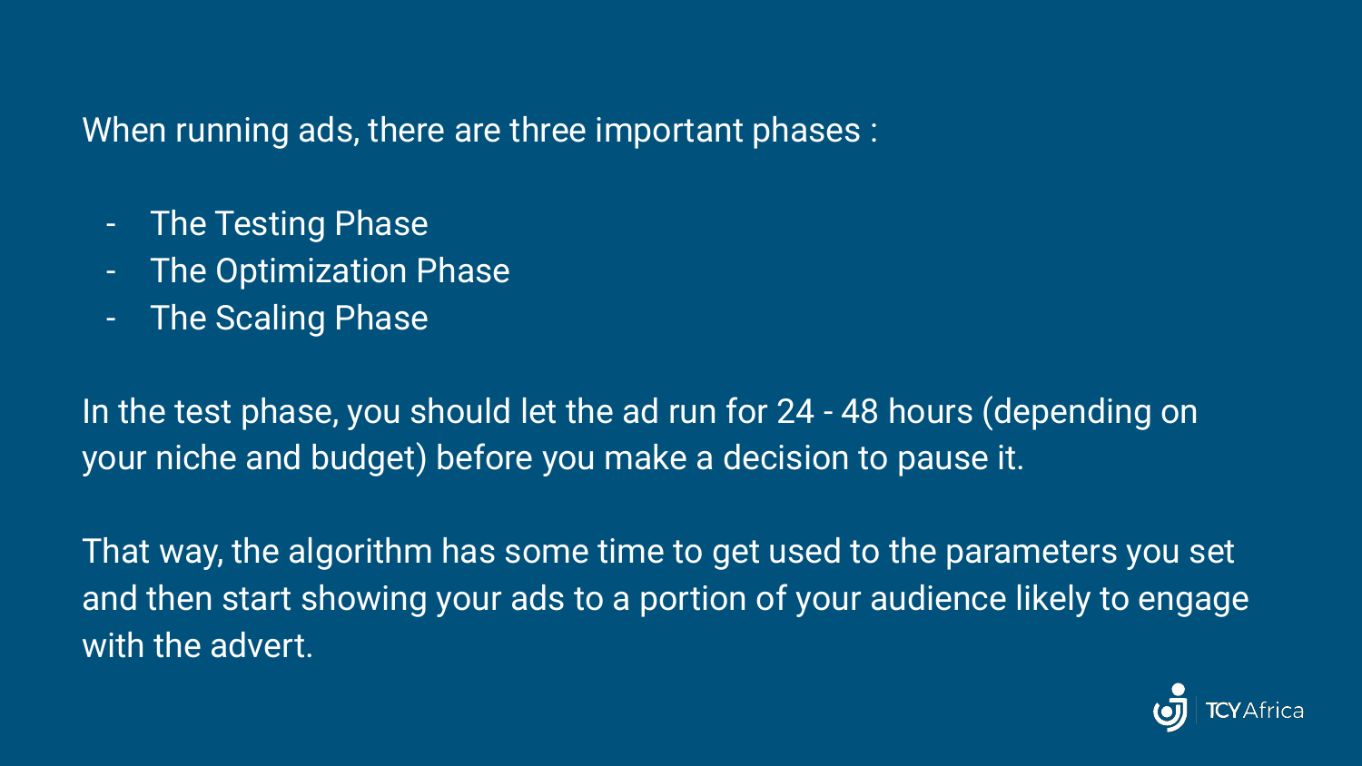When running ads, there are three important phases :

- The Testing Phase
- The Optimization Phase
- The Scaling Phase

In the test phase, you should let the ad run for 24 - 48 hours (depending on your niche and budget) before you make a decision to pause it.

That way, the algorithm has some time to get used to the parameters you set and then start showing your ads to a portion of your audience likely to engage with the advert.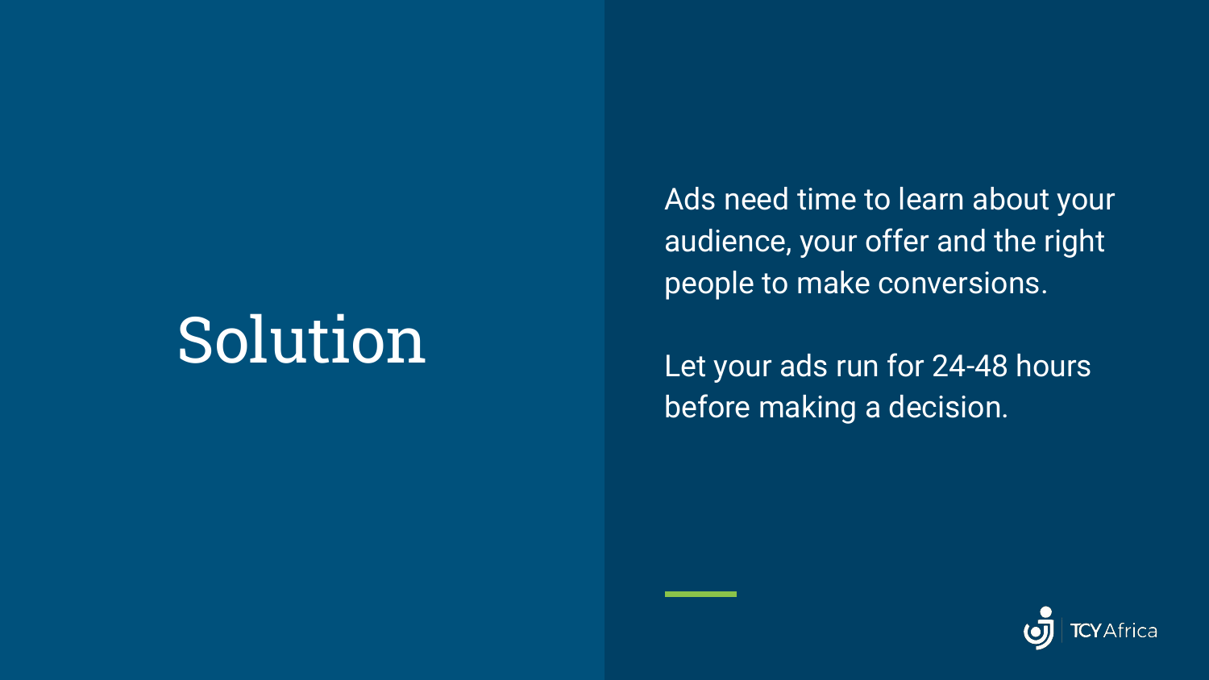# Solution

Ads need time to learn about your audience, your offer and the right people to make conversions.

Let your ads run for 24-48 hours before making a decision.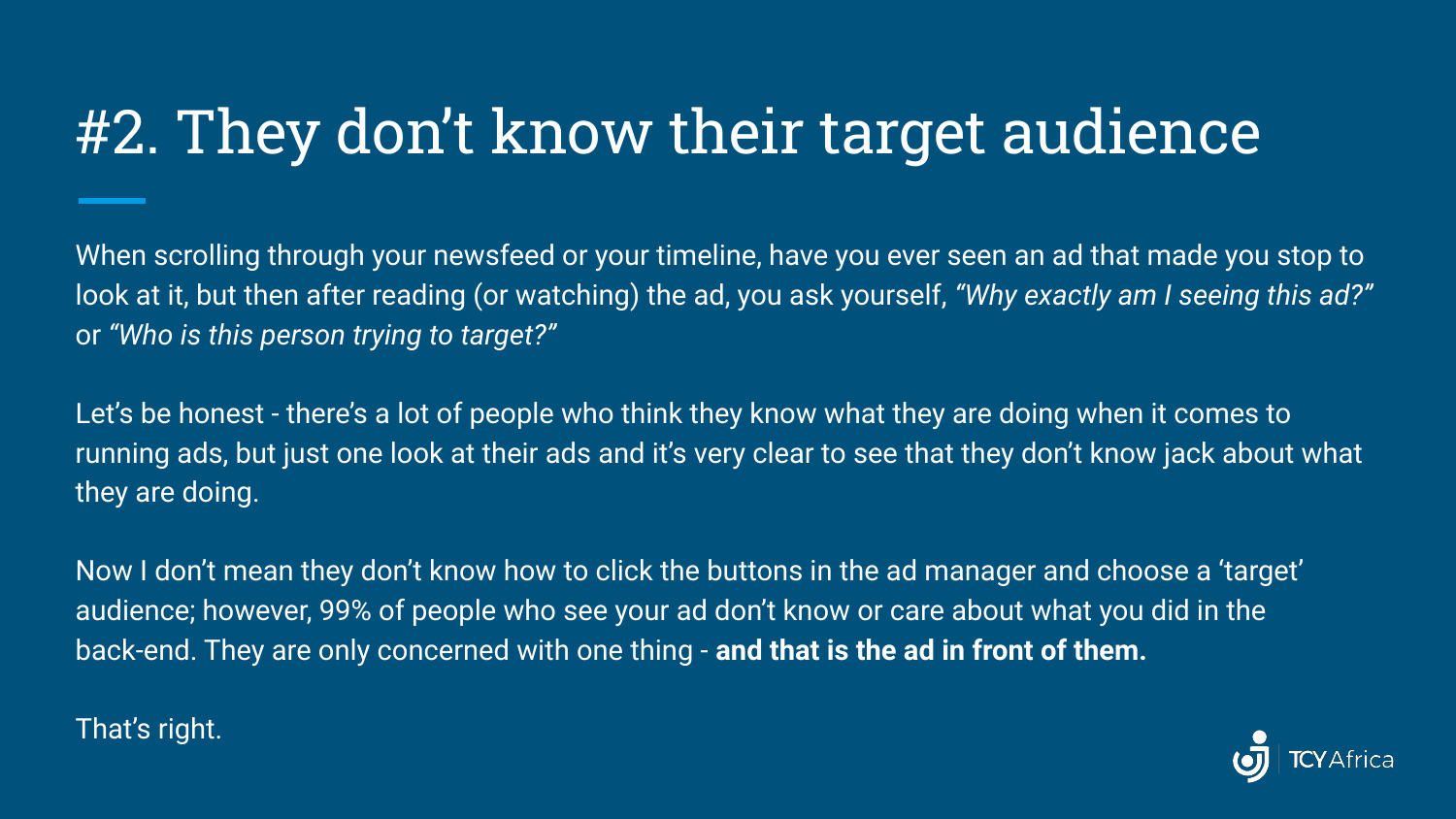# #2. They don’t know their target audience

When scrolling through your newsfeed or your timeline, have you ever seen an ad that made you stop to look at it, but then after reading (or watching) the ad, you ask yourself, *“Why exactly am I seeing this ad?”* or *“Who is this person trying to target?”*

Let’s be honest - there’s a lot of people who think they know what they are doing when it comes to running ads, but just one look at their ads and it’s very clear to see that they don’t know jack about what they are doing.

Now I don’t mean they don’t know how to click the buttons in the ad manager and choose a ‘target’ audience; however, 99% of people who see your ad don’t know or care about what you did in the back-end. They are only concerned with one thing - **and that is the ad in front of them.**

That’s right.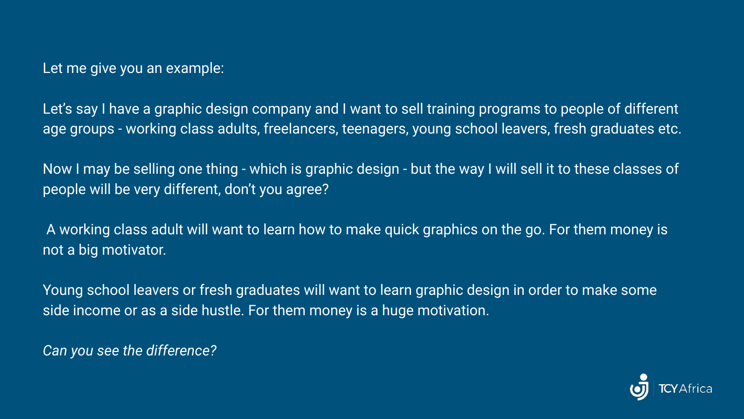Let me give you an example:

Let’s say I have a graphic design company and I want to sell training programs to people of different age groups - working class adults, freelancers, teenagers, young school leavers, fresh graduates etc.

Now I may be selling one thing - which is graphic design - but the way I will sell it to these classes of people will be very different, don’t you agree?

A working class adult will want to learn how to make quick graphics on the go. For them money is not a big motivator.

Young school leavers or fresh graduates will want to learn graphic design in order to make some side income or as a side hustle. For them money is a huge motivation.

*Can you see the difference?*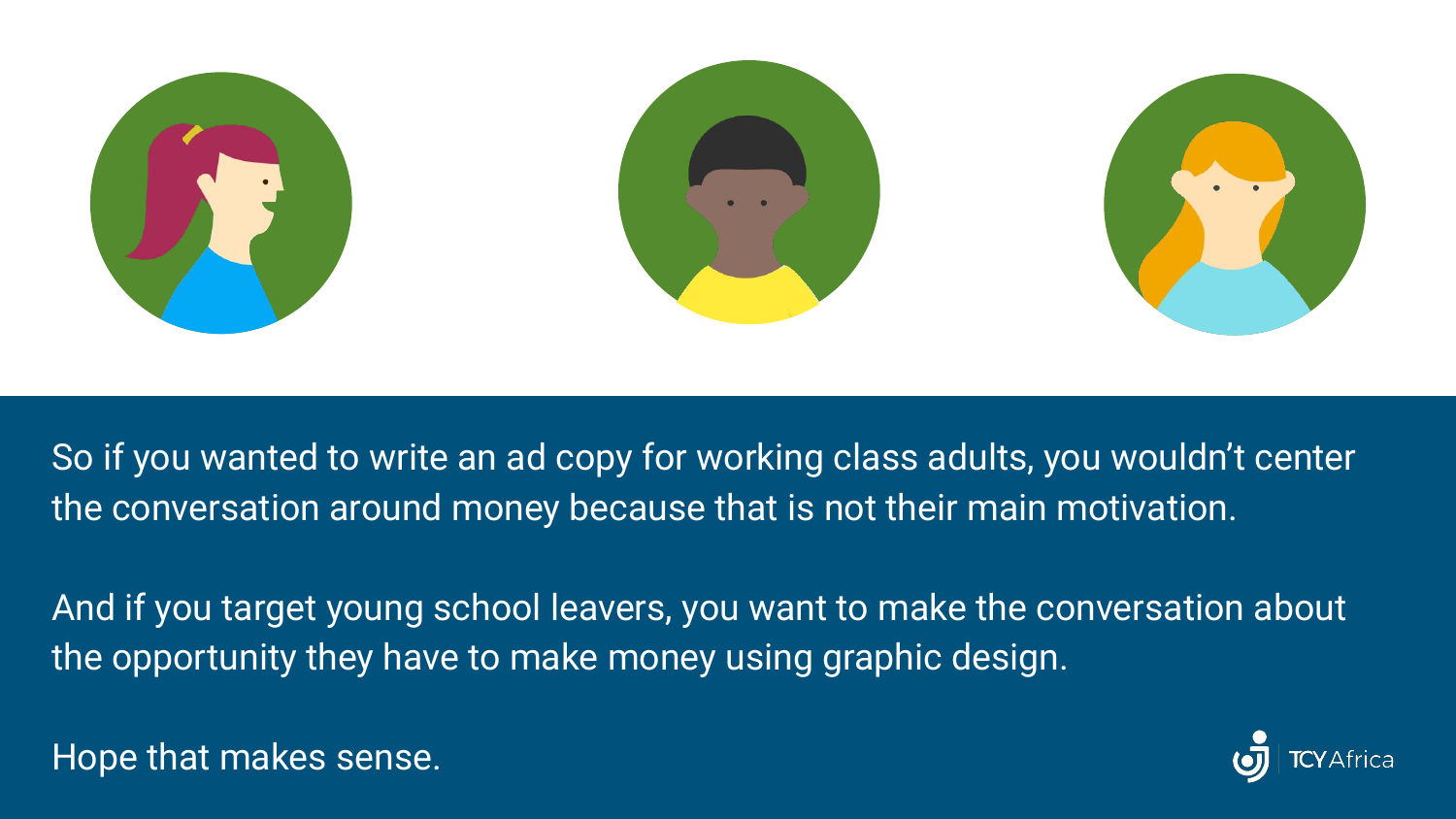So if you wanted to write an ad copy for working class adults, you wouldn't center the conversation around money because that is not their main motivation.

And if you target young school leavers, you want to make the conversation about the opportunity they have to make money using graphic design.

Hope that makes sense.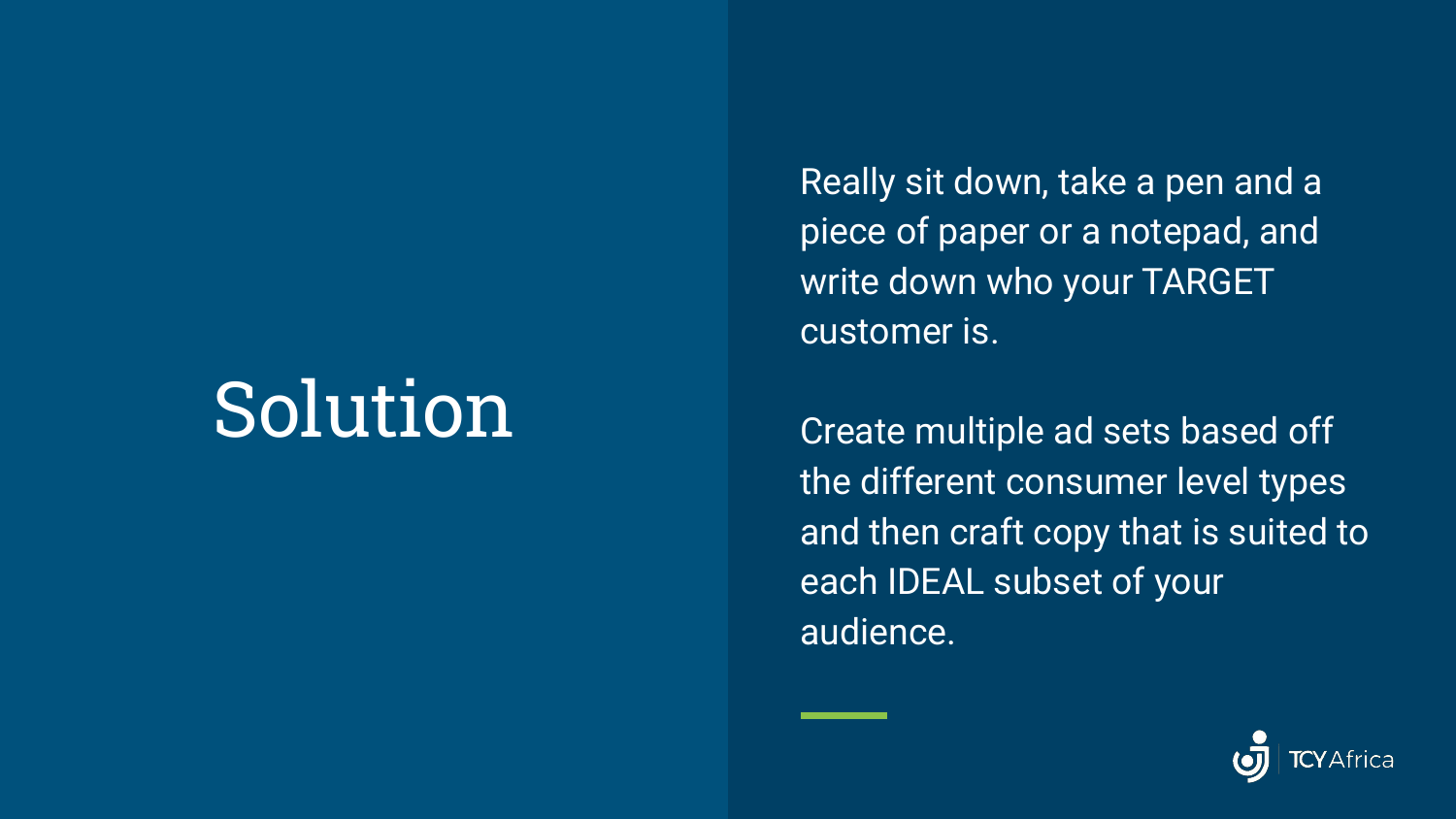# Solution

Really sit down, take a pen and a piece of paper or a notepad, and write down who your TARGET customer is.

Create multiple ad sets based off the different consumer level types and then craft copy that is suited to each IDEAL subset of your audience.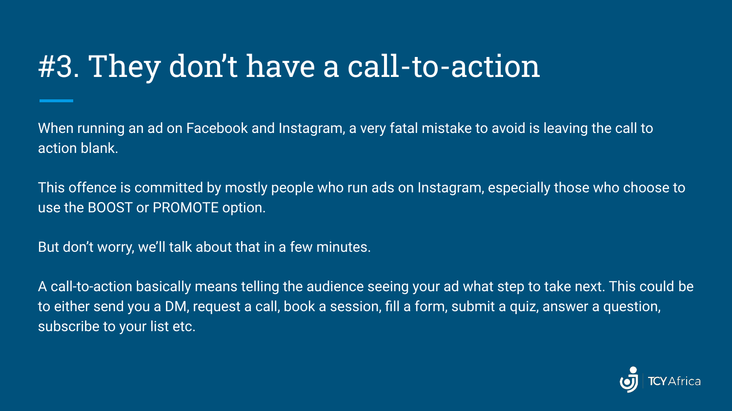# #3. They don’t have a call-to-action

When running an ad on Facebook and Instagram, a very fatal mistake to avoid is leaving the call to action blank.

This offence is committed by mostly people who run ads on Instagram, especially those who choose to use the BOOST or PROMOTE option.

But don’t worry, we’ll talk about that in a few minutes.

A call-to-action basically means telling the audience seeing your ad what step to take next. This could be to either send you a DM, request a call, book a session, fill a form, submit a quiz, answer a question, subscribe to your list etc.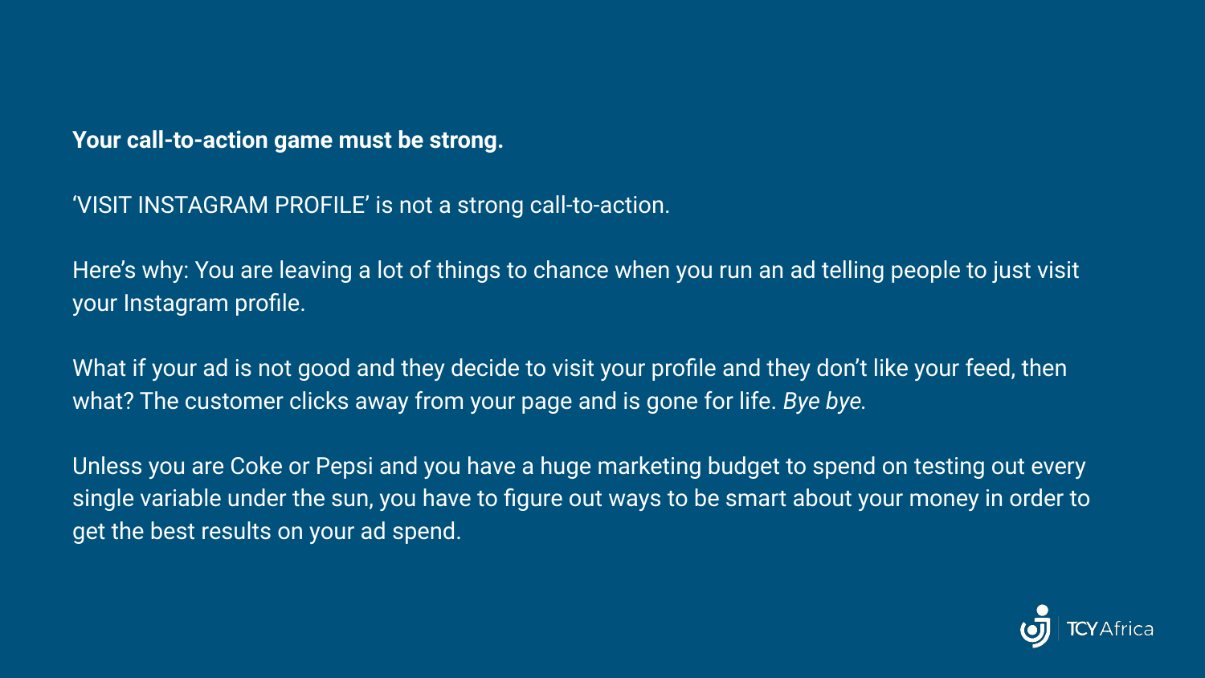**Your call-to-action game must be strong.**

'VISIT INSTAGRAM PROFILE' is not a strong call-to-action.

Here's why: You are leaving a lot of things to chance when you run an ad telling people to just visit your Instagram profile.

What if your ad is not good and they decide to visit your profile and they don't like your feed, then what? The customer clicks away from your page and is gone for life. *Bye bye.*

Unless you are Coke or Pepsi and you have a huge marketing budget to spend on testing out every single variable under the sun, you have to figure out ways to be smart about your money in order to get the best results on your ad spend.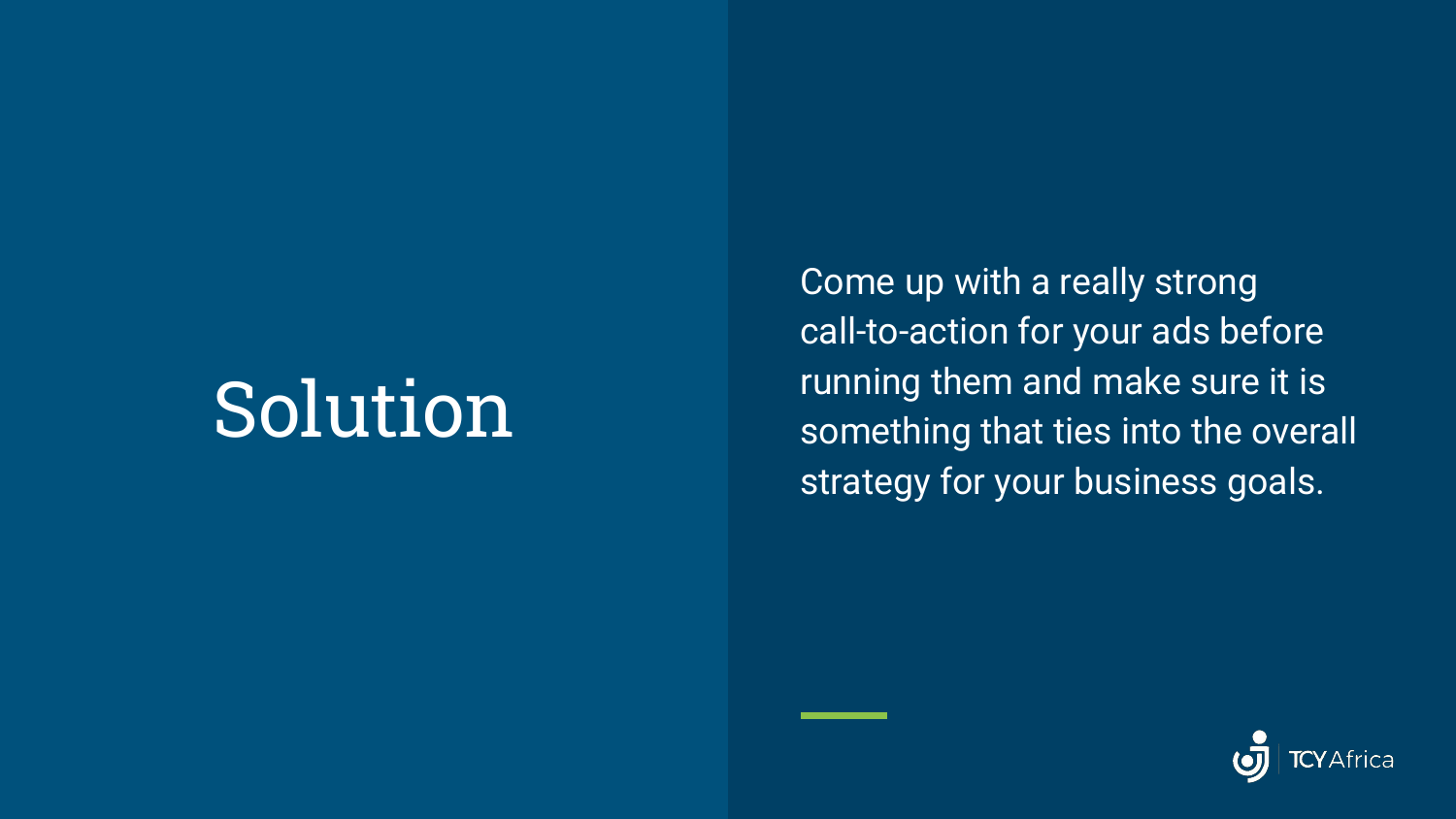# Solution

Come up with a really strong call-to-action for your ads before running them and make sure it is something that ties into the overall strategy for your business goals.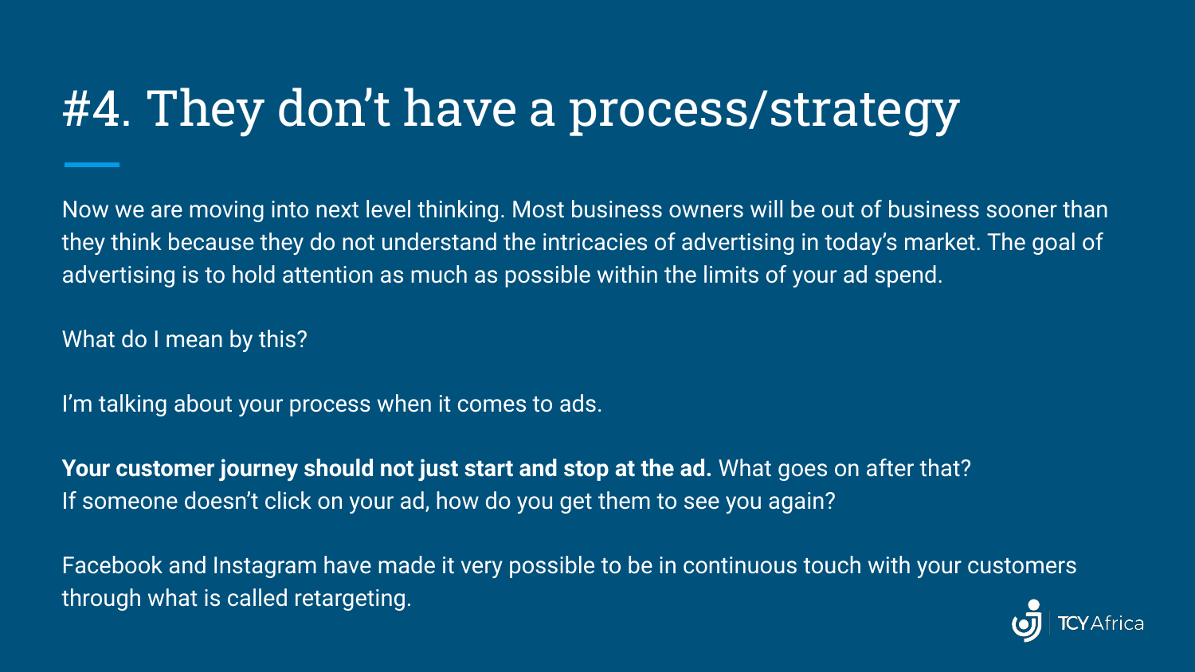# #4. They don’t have a process/strategy

Now we are moving into next level thinking. Most business owners will be out of business sooner than they think because they do not understand the intricacies of advertising in today’s market. The goal of advertising is to hold attention as much as possible within the limits of your ad spend.

What do I mean by this?

I’m talking about your process when it comes to ads.

**Your customer journey should not just start and stop at the ad.** What goes on after that? If someone doesn’t click on your ad, how do you get them to see you again?

Facebook and Instagram have made it very possible to be in continuous touch with your customers through what is called retargeting.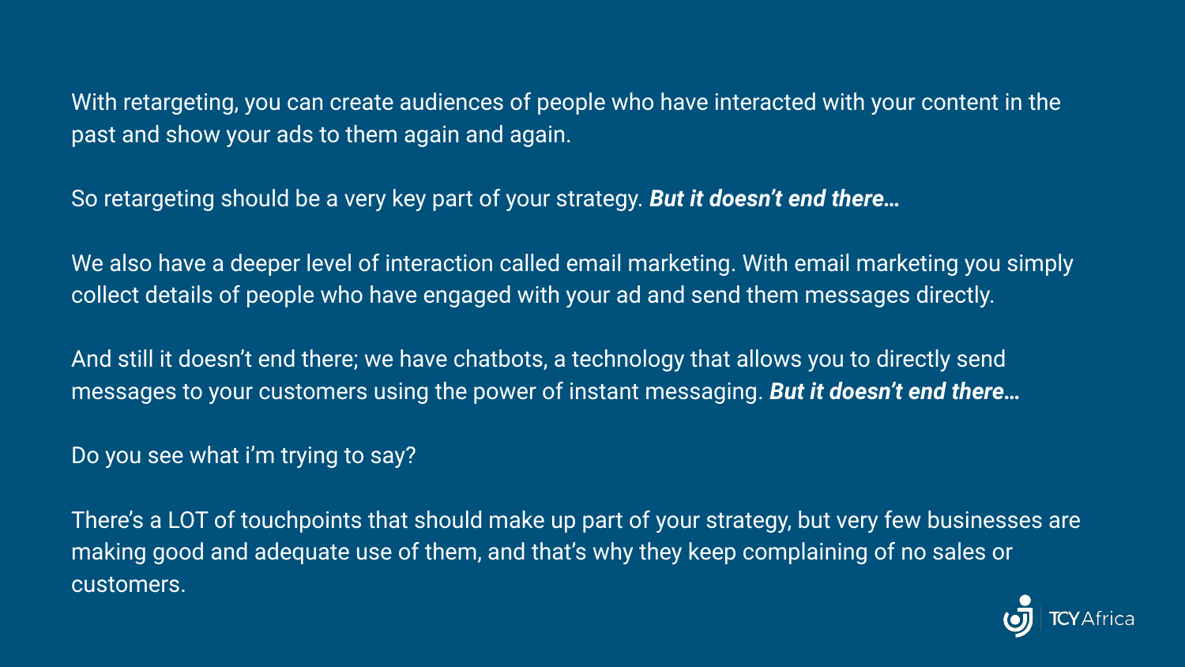With retargeting, you can create audiences of people who have interacted with your content in the past and show your ads to them again and again.

So retargeting should be a very key part of your strategy. ***But it doesn't end there…***

We also have a deeper level of interaction called email marketing. With email marketing you simply collect details of people who have engaged with your ad and send them messages directly.

And still it doesn't end there; we have chatbots, a technology that allows you to directly send messages to your customers using the power of instant messaging. ***But it doesn't end there…***

Do you see what i'm trying to say?

There's a LOT of touchpoints that should make up part of your strategy, but very few businesses are making good and adequate use of them, and that's why they keep complaining of no sales or customers.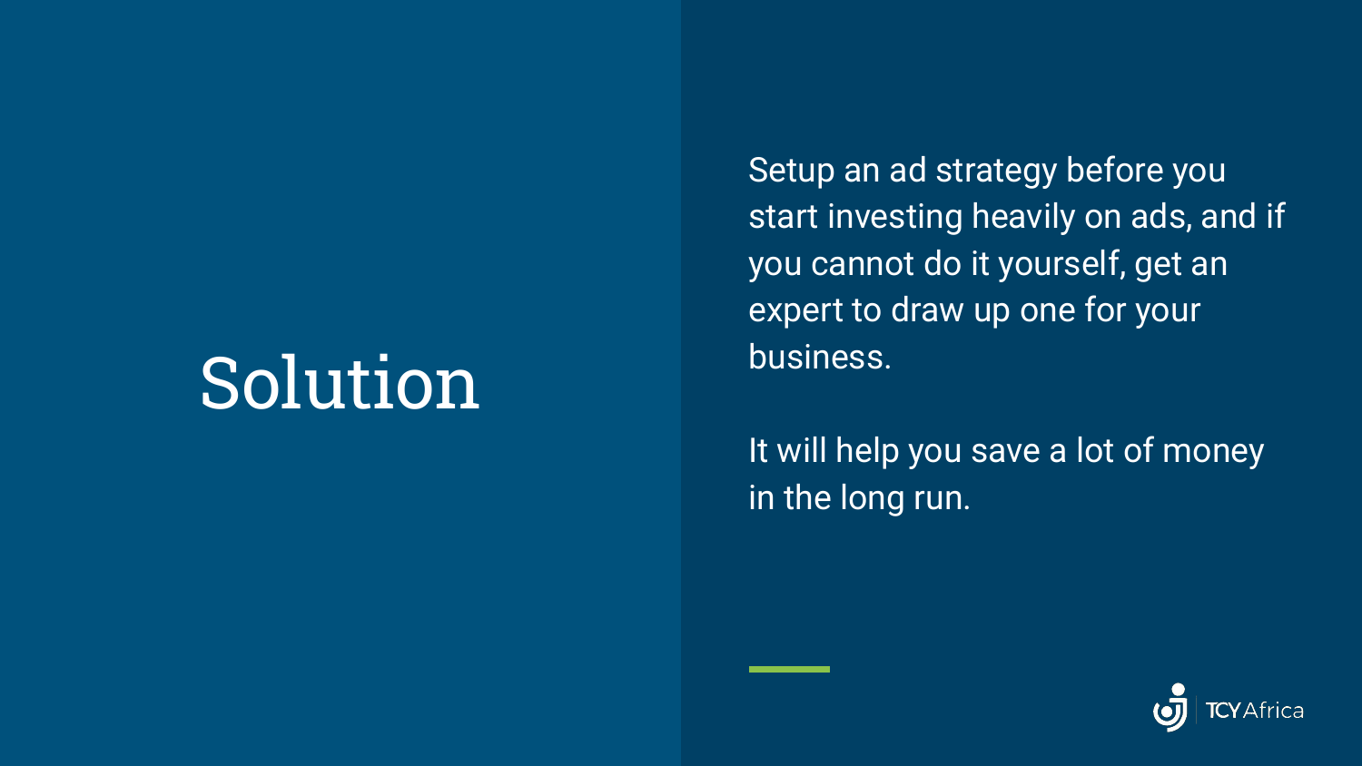# Solution

Setup an ad strategy before you start investing heavily on ads, and if you cannot do it yourself, get an expert to draw up one for your business.

It will help you save a lot of money in the long run.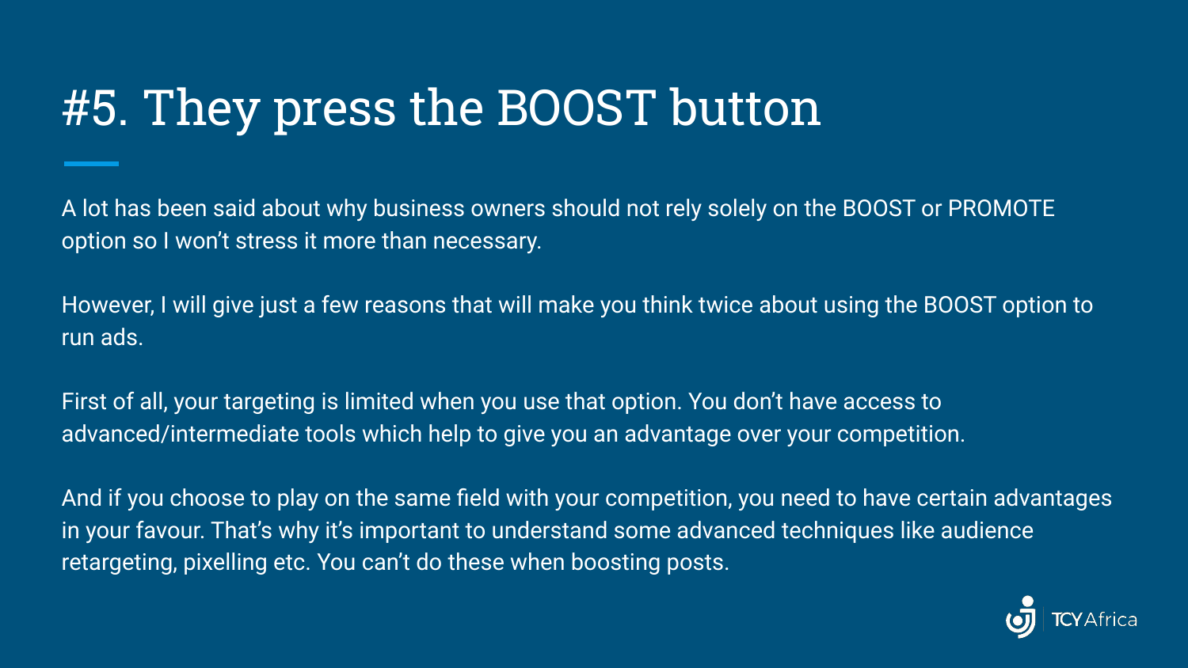# #5. They press the BOOST button

A lot has been said about why business owners should not rely solely on the BOOST or PROMOTE option so I won't stress it more than necessary.

However, I will give just a few reasons that will make you think twice about using the BOOST option to run ads.

First of all, your targeting is limited when you use that option. You don't have access to advanced/intermediate tools which help to give you an advantage over your competition.

And if you choose to play on the same field with your competition, you need to have certain advantages in your favour. That's why it's important to understand some advanced techniques like audience retargeting, pixelling etc. You can't do these when boosting posts.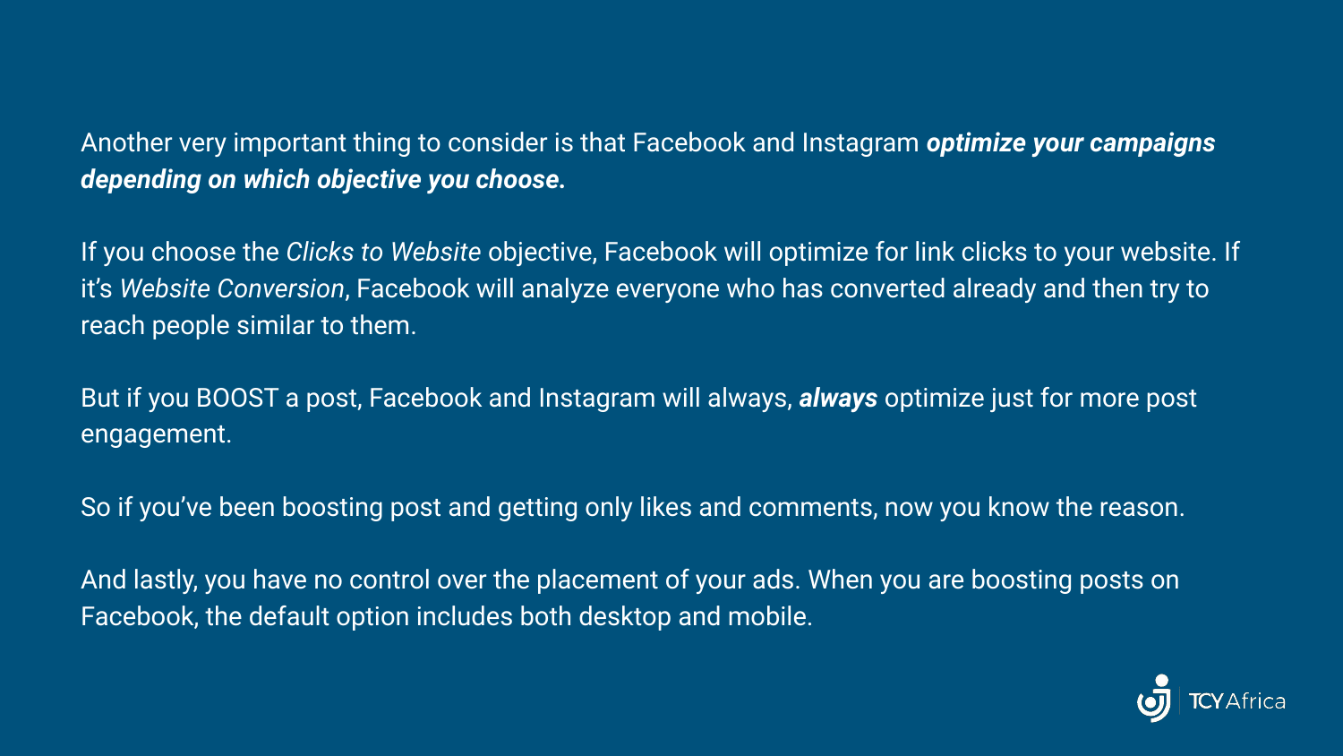Another very important thing to consider is that Facebook and Instagram ***optimize your campaigns depending on which objective you choose.***

If you choose the *Clicks to Website* objective, Facebook will optimize for link clicks to your website. If it's *Website Conversion*, Facebook will analyze everyone who has converted already and then try to reach people similar to them.

But if you BOOST a post, Facebook and Instagram will always, ***always*** optimize just for more post engagement.

So if you've been boosting post and getting only likes and comments, now you know the reason.

And lastly, you have no control over the placement of your ads. When you are boosting posts on Facebook, the default option includes both desktop and mobile.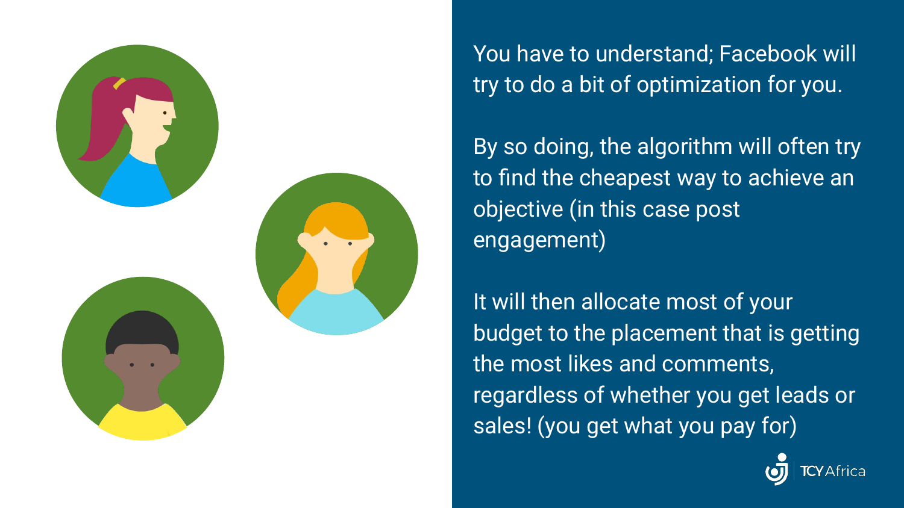You have to understand; Facebook will try to do a bit of optimization for you.

By so doing, the algorithm will often try to find the cheapest way to achieve an objective (in this case post engagement)

It will then allocate most of your budget to the placement that is getting the most likes and comments, regardless of whether you get leads or sales! (you get what you pay for)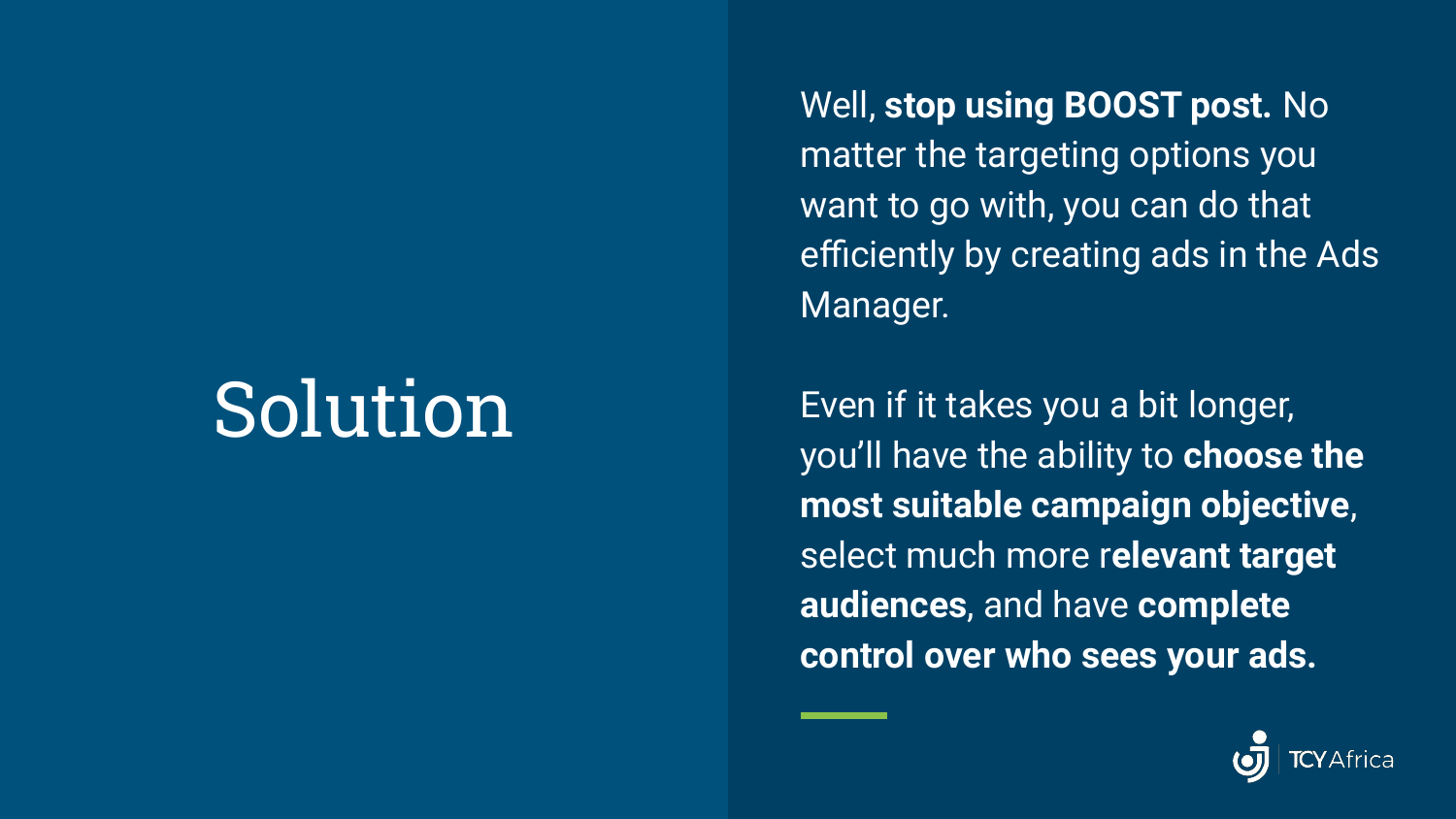# Solution

Well, **stop using BOOST post.** No matter the targeting options you want to go with, you can do that efficiently by creating ads in the Ads Manager.

Even if it takes you a bit longer, you'll have the ability to **choose the most suitable campaign objective**, select much more r**elevant target audiences**, and have **complete control over who sees your ads.**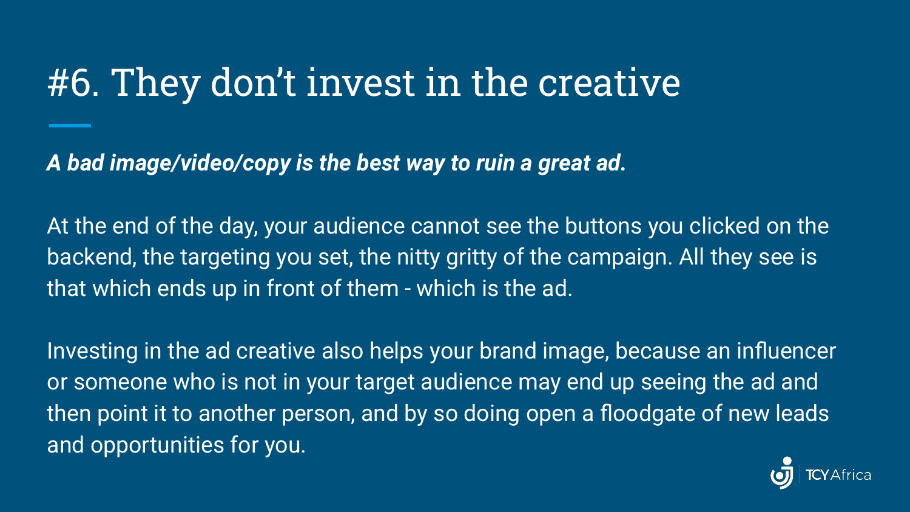# #6. They don't invest in the creative

***A bad image/video/copy is the best way to ruin a great ad.***

At the end of the day, your audience cannot see the buttons you clicked on the backend, the targeting you set, the nitty gritty of the campaign. All they see is that which ends up in front of them - which is the ad.

Investing in the ad creative also helps your brand image, because an influencer or someone who is not in your target audience may end up seeing the ad and then point it to another person, and by so doing open a floodgate of new leads and opportunities for you.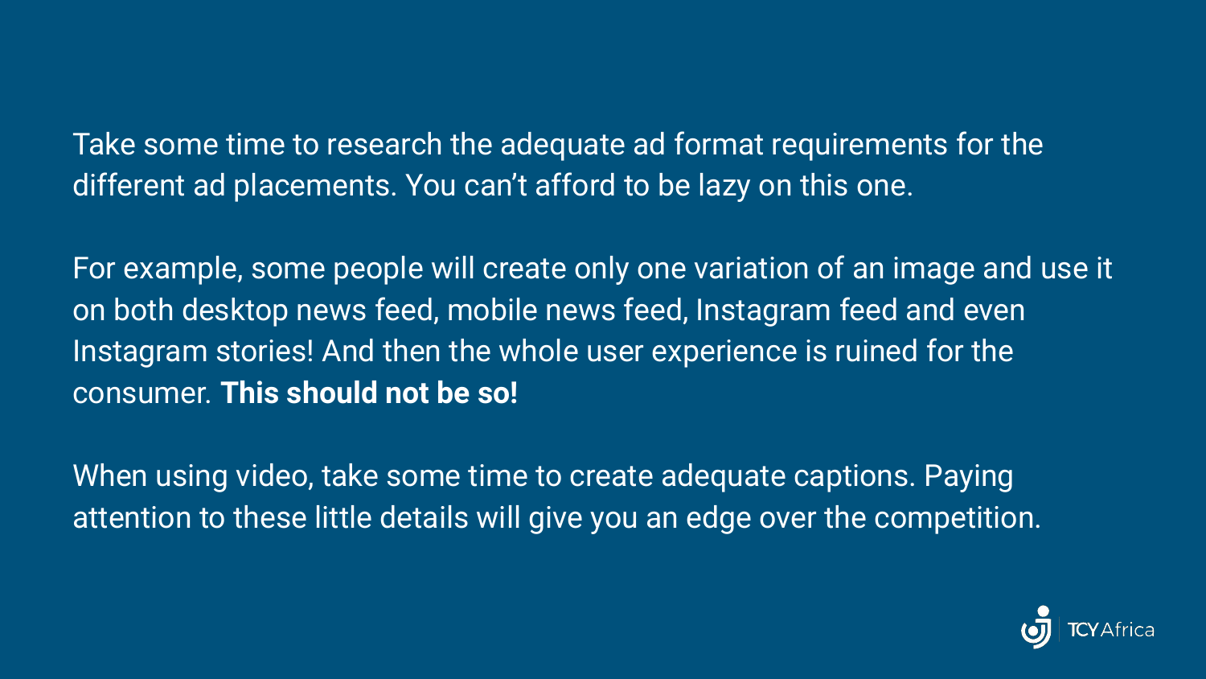Take some time to research the adequate ad format requirements for the different ad placements. You can't afford to be lazy on this one.

For example, some people will create only one variation of an image and use it on both desktop news feed, mobile news feed, Instagram feed and even Instagram stories! And then the whole user experience is ruined for the consumer. **This should not be so!**

When using video, take some time to create adequate captions. Paying attention to these little details will give you an edge over the competition.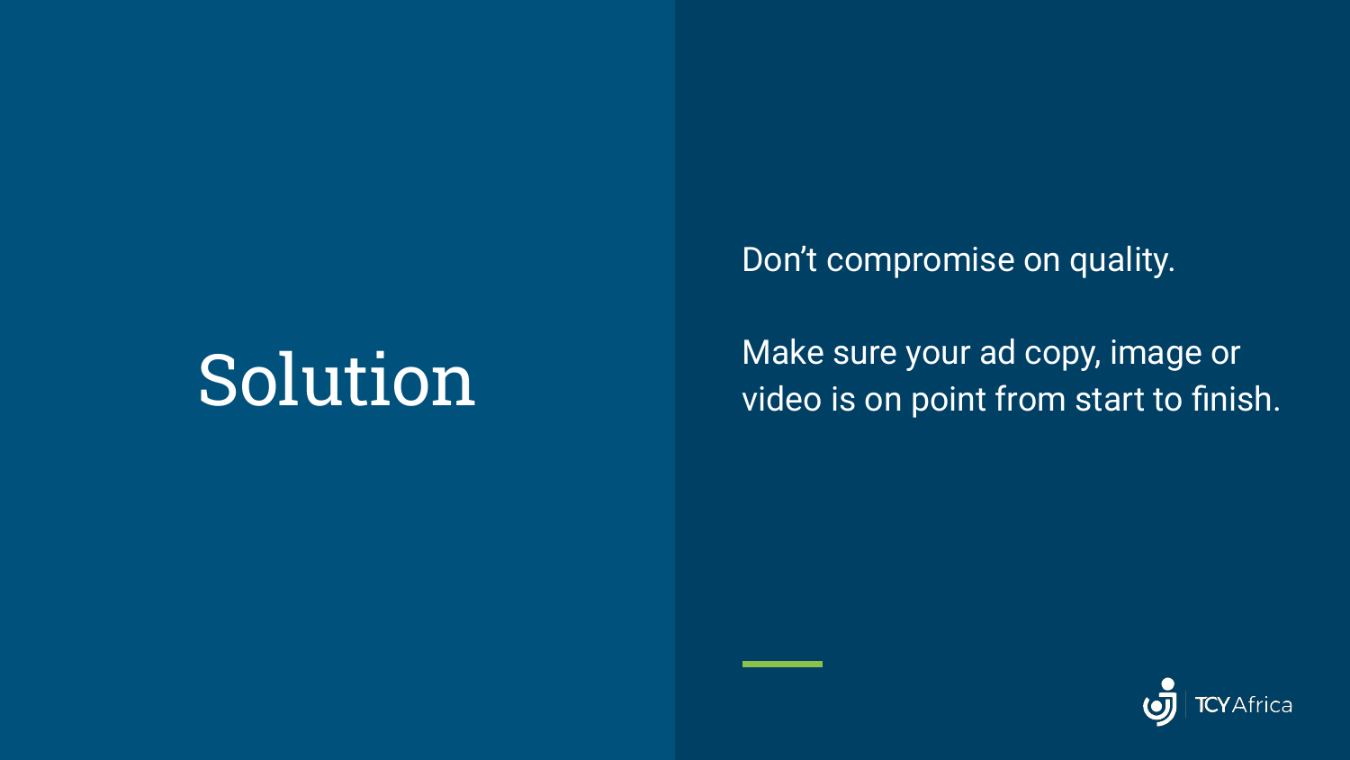# Solution

Don’t compromise on quality.

Make sure your ad copy, image or video is on point from start to finish.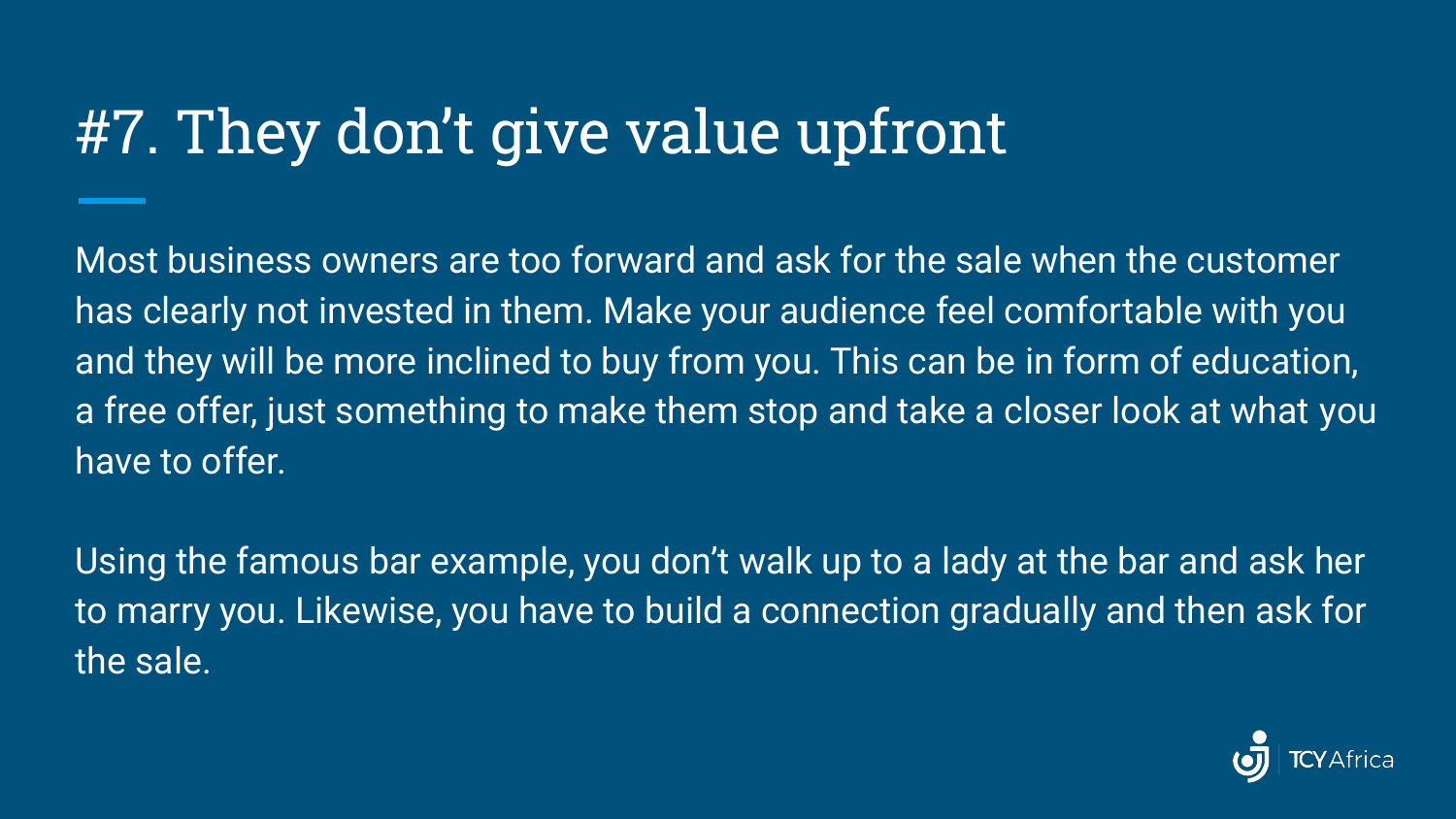# #7. They don’t give value upfront

Most business owners are too forward and ask for the sale when the customer has clearly not invested in them. Make your audience feel comfortable with you and they will be more inclined to buy from you. This can be in form of education, a free offer, just something to make them stop and take a closer look at what you have to offer.

Using the famous bar example, you don’t walk up to a lady at the bar and ask her to marry you. Likewise, you have to build a connection gradually and then ask for the sale.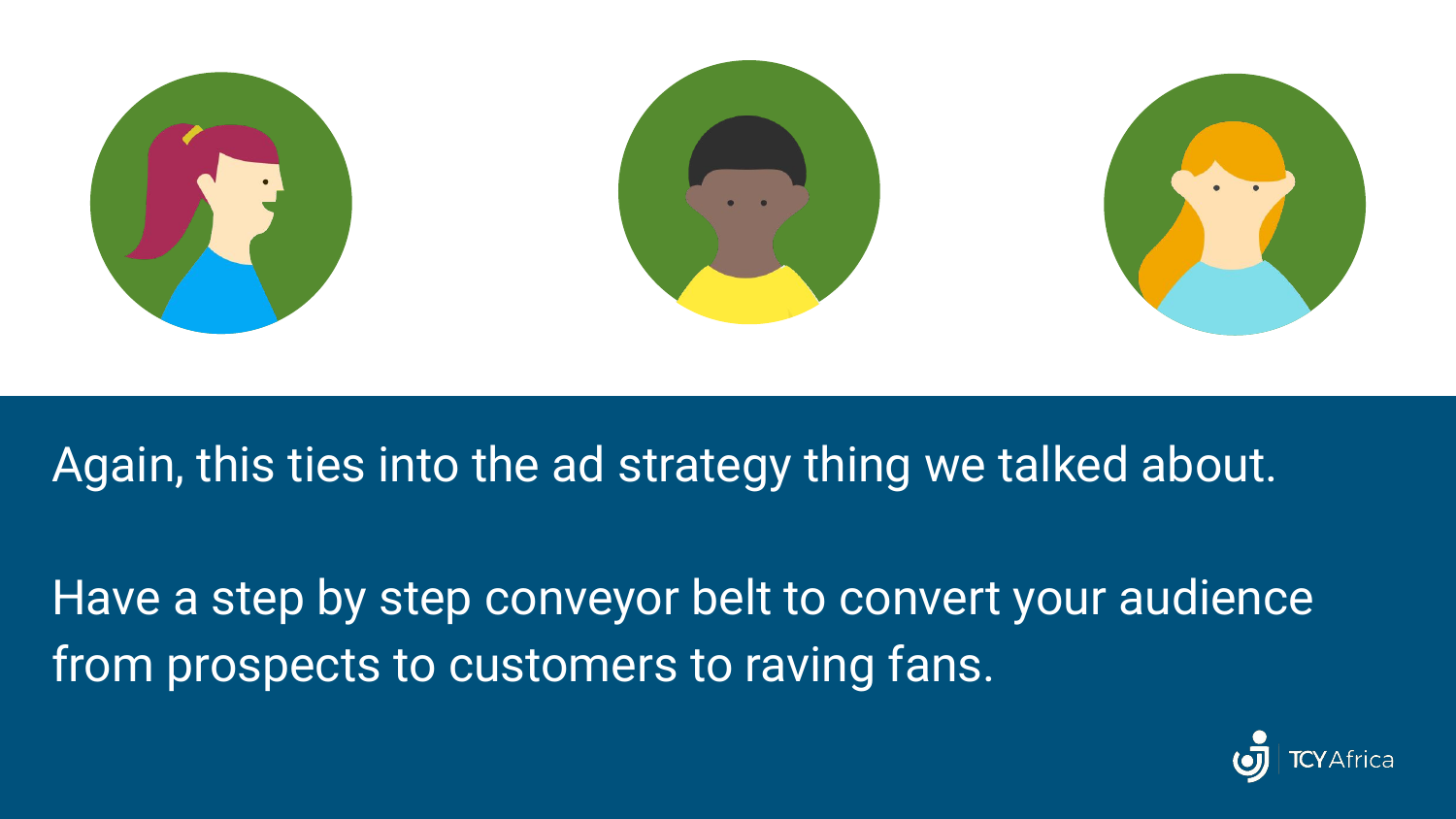Again, this ties into the ad strategy thing we talked about.

Have a step by step conveyor belt to convert your audience from prospects to customers to raving fans.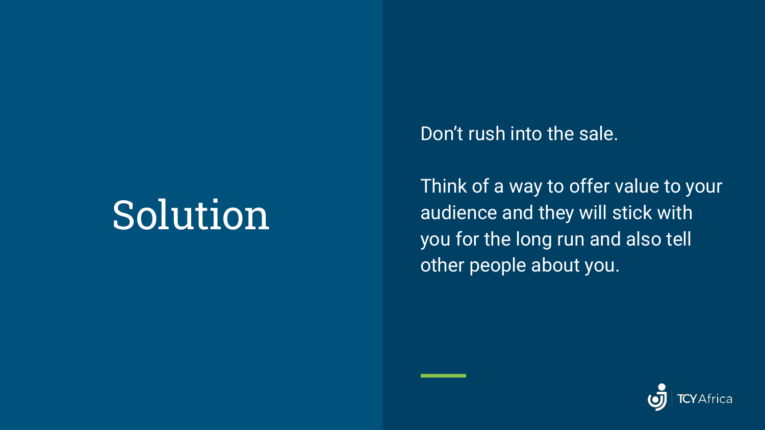# Solution

Don't rush into the sale.

Think of a way to offer value to your audience and they will stick with you for the long run and also tell other people about you.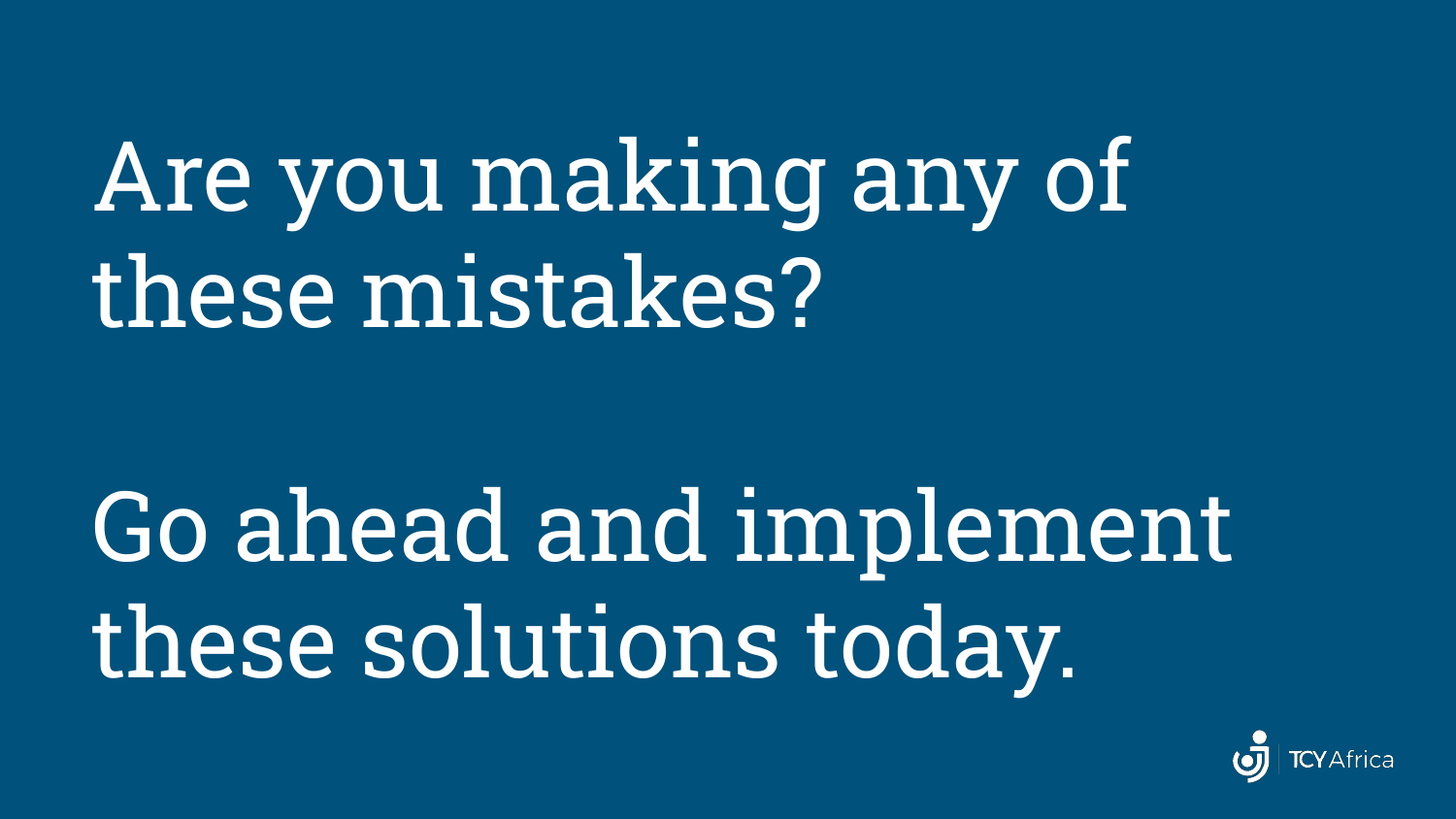Are you making any of these mistakes?

Go ahead and implement these solutions today.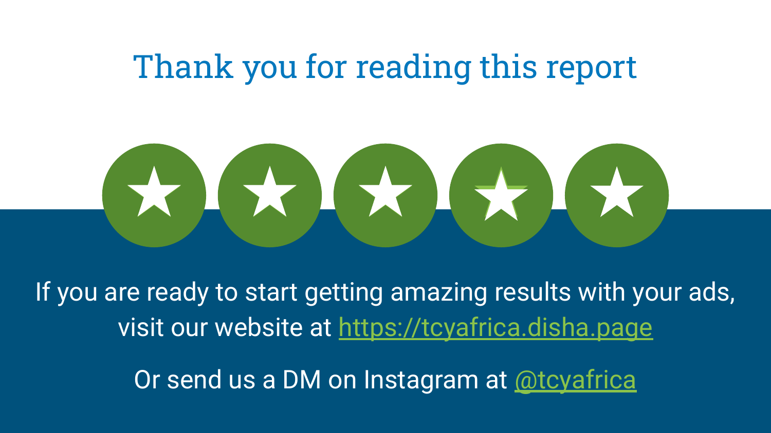# Thank you for reading this report

If you are ready to start getting amazing results with your ads, visit our website at https://tcyafrica.disha.page

Or send us a DM on Instagram at @tcyafrica